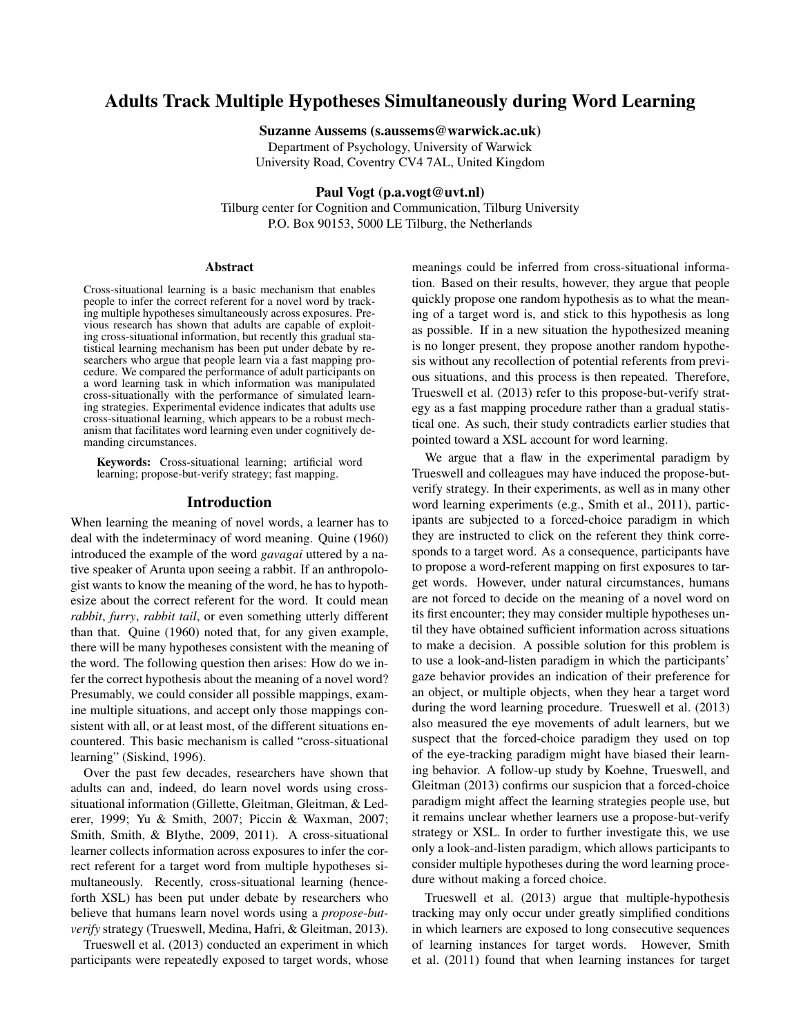# Adults Track Multiple Hypotheses Simultaneously during Word Learning

**Suzanne Aussems (s.aussems@warwick.ac.uk)**
Department of Psychology, University of Warwick
University Road, Coventry CV4 7AL, United Kingdom

**Paul Vogt (p.a.vogt@uvt.nl)**
Tilburg center for Cognition and Communication, Tilburg University
P.O. Box 90153, 5000 LE Tilburg, the Netherlands

## Abstract

Cross-situational learning is a basic mechanism that enables people to infer the correct referent for a novel word by tracking multiple hypotheses simultaneously across exposures. Previous research has shown that adults are capable of exploiting cross-situational information, but recently this gradual statistical learning mechanism has been put under debate by researchers who argue that people learn via a fast mapping procedure. We compared the performance of adult participants on a word learning task in which information was manipulated cross-situationally with the performance of simulated learning strategies. Experimental evidence indicates that adults use cross-situational learning, which appears to be a robust mechanism that facilitates word learning even under cognitively demanding circumstances.

**Keywords:** Cross-situational learning; artificial word learning; propose-but-verify strategy; fast mapping.

## Introduction

When learning the meaning of novel words, a learner has to deal with the indeterminacy of word meaning. Quine (1960) introduced the example of the word *gavagai* uttered by a native speaker of Arunta upon seeing a rabbit. If an anthropologist wants to know the meaning of the word, he has to hypothesize about the correct referent for the word. It could mean *rabbit*, *furry*, *rabbit tail*, or even something utterly different than that. Quine (1960) noted that, for any given example, there will be many hypotheses consistent with the meaning of the word. The following question then arises: How do we infer the correct hypothesis about the meaning of a novel word? Presumably, we could consider all possible mappings, examine multiple situations, and accept only those mappings consistent with all, or at least most, of the different situations encountered. This basic mechanism is called "cross-situational learning" (Siskind, 1996).

Over the past few decades, researchers have shown that adults can and, indeed, do learn novel words using cross-situational information (Gillette, Gleitman, Gleitman, & Lederer, 1999; Yu & Smith, 2007; Piccin & Waxman, 2007; Smith, Smith, & Blythe, 2009, 2011). A cross-situational learner collects information across exposures to infer the correct referent for a target word from multiple hypotheses simultaneously. Recently, cross-situational learning (henceforth XSL) has been put under debate by researchers who believe that humans learn novel words using a *propose-but-verify* strategy (Trueswell, Medina, Hafri, & Gleitman, 2013).

Trueswell et al. (2013) conducted an experiment in which participants were repeatedly exposed to target words, whose meanings could be inferred from cross-situational information. Based on their results, however, they argue that people quickly propose one random hypothesis as to what the meaning of a target word is, and stick to this hypothesis as long as possible. If in a new situation the hypothesized meaning is no longer present, they propose another random hypothesis without any recollection of potential referents from previous situations, and this process is then repeated. Therefore, Trueswell et al. (2013) refer to this propose-but-verify strategy as a fast mapping procedure rather than a gradual statistical one. As such, their study contradicts earlier studies that pointed toward a XSL account for word learning.

We argue that a flaw in the experimental paradigm by Trueswell and colleagues may have induced the propose-but-verify strategy. In their experiments, as well as in many other word learning experiments (e.g., Smith et al., 2011), participants are subjected to a forced-choice paradigm in which they are instructed to click on the referent they think corresponds to a target word. As a consequence, participants have to propose a word-referent mapping on first exposures to target words. However, under natural circumstances, humans are not forced to decide on the meaning of a novel word on its first encounter; they may consider multiple hypotheses until they have obtained sufficient information across situations to make a decision. A possible solution for this problem is to use a look-and-listen paradigm in which the participants' gaze behavior provides an indication of their preference for an object, or multiple objects, when they hear a target word during the word learning procedure. Trueswell et al. (2013) also measured the eye movements of adult learners, but we suspect that the forced-choice paradigm they used on top of the eye-tracking paradigm might have biased their learning behavior. A follow-up study by Koehne, Trueswell, and Gleitman (2013) confirms our suspicion that a forced-choice paradigm might affect the learning strategies people use, but it remains unclear whether learners use a propose-but-verify strategy or XSL. In order to further investigate this, we use only a look-and-listen paradigm, which allows participants to consider multiple hypotheses during the word learning procedure without making a forced choice.

Trueswell et al. (2013) argue that multiple-hypothesis tracking may only occur under greatly simplified conditions in which learners are exposed to long consecutive sequences of learning instances for target words. However, Smith et al. (2011) found that when learning instances for target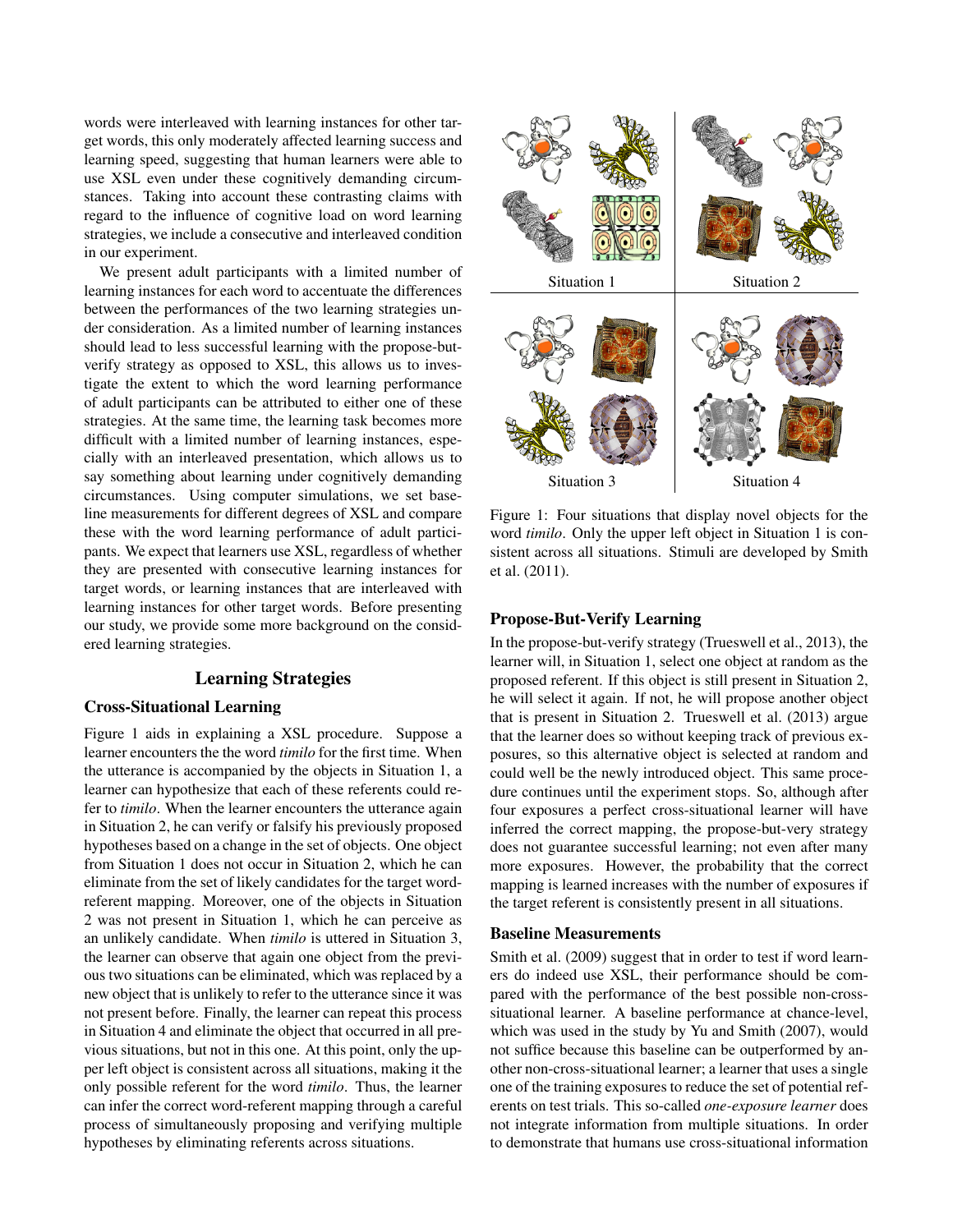words were interleaved with learning instances for other target words, this only moderately affected learning success and learning speed, suggesting that human learners were able to use XSL even under these cognitively demanding circumstances. Taking into account these contrasting claims with regard to the influence of cognitive load on word learning strategies, we include a consecutive and interleaved condition in our experiment.

We present adult participants with a limited number of learning instances for each word to accentuate the differences between the performances of the two learning strategies under consideration. As a limited number of learning instances should lead to less successful learning with the propose-but-verify strategy as opposed to XSL, this allows us to investigate the extent to which the word learning performance of adult participants can be attributed to either one of these strategies. At the same time, the learning task becomes more difficult with a limited number of learning instances, especially with an interleaved presentation, which allows us to say something about learning under cognitively demanding circumstances. Using computer simulations, we set baseline measurements for different degrees of XSL and compare these with the word learning performance of adult participants. We expect that learners use XSL, regardless of whether they are presented with consecutive learning instances for target words, or learning instances that are interleaved with learning instances for other target words. Before presenting our study, we provide some more background on the considered learning strategies.

## Learning Strategies

### Cross-Situational Learning

Figure 1 aids in explaining a XSL procedure. Suppose a learner encounters the the word *timilo* for the first time. When the utterance is accompanied by the objects in Situation 1, a learner can hypothesize that each of these referents could refer to *timilo*. When the learner encounters the utterance again in Situation 2, he can verify or falsify his previously proposed hypotheses based on a change in the set of objects. One object from Situation 1 does not occur in Situation 2, which he can eliminate from the set of likely candidates for the target word-referent mapping. Moreover, one of the objects in Situation 2 was not present in Situation 1, which he can perceive as an unlikely candidate. When *timilo* is uttered in Situation 3, the learner can observe that again one object from the previous two situations can be eliminated, which was replaced by a new object that is unlikely to refer to the utterance since it was not present before. Finally, the learner can repeat this process in Situation 4 and eliminate the object that occurred in all previous situations, but not in this one. At this point, only the upper left object is consistent across all situations, making it the only possible referent for the word *timilo*. Thus, the learner can infer the correct word-referent mapping through a careful process of simultaneously proposing and verifying multiple hypotheses by eliminating referents across situations.

Situation 1 | Situation 2 | Situation 3 | Situation 4

Figure 1: Four situations that display novel objects for the word *timilo*. Only the upper left object in Situation 1 is consistent across all situations. Stimuli are developed by Smith et al. (2011).

### Propose-But-Verify Learning

In the propose-but-verify strategy (Trueswell et al., 2013), the learner will, in Situation 1, select one object at random as the proposed referent. If this object is still present in Situation 2, he will select it again. If not, he will propose another object that is present in Situation 2. Trueswell et al. (2013) argue that the learner does so without keeping track of previous exposures, so this alternative object is selected at random and could well be the newly introduced object. This same procedure continues until the experiment stops. So, although after four exposures a perfect cross-situational learner will have inferred the correct mapping, the propose-but-very strategy does not guarantee successful learning; not even after many more exposures. However, the probability that the correct mapping is learned increases with the number of exposures if the target referent is consistently present in all situations.

### Baseline Measurements

Smith et al. (2009) suggest that in order to test if word learners do indeed use XSL, their performance should be compared with the performance of the best possible non-cross-situational learner. A baseline performance at chance-level, which was used in the study by Yu and Smith (2007), would not suffice because this baseline can be outperformed by another non-cross-situational learner; a learner that uses a single one of the training exposures to reduce the set of potential referents on test trials. This so-called *one-exposure learner* does not integrate information from multiple situations. In order to demonstrate that humans use cross-situational information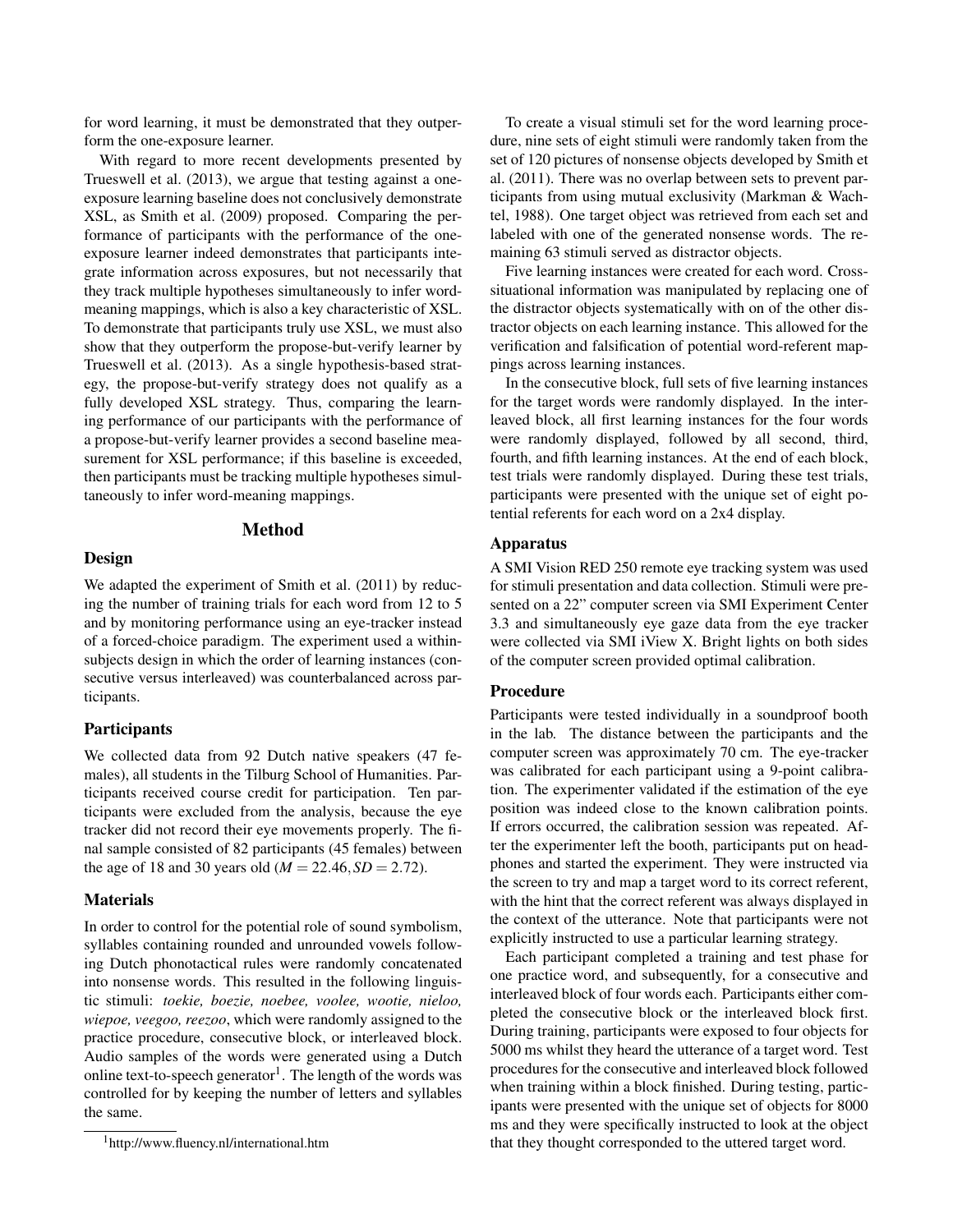for word learning, it must be demonstrated that they outperform the one-exposure learner.

With regard to more recent developments presented by Trueswell et al. (2013), we argue that testing against a one-exposure learning baseline does not conclusively demonstrate XSL, as Smith et al. (2009) proposed. Comparing the performance of participants with the performance of the one-exposure learner indeed demonstrates that participants integrate information across exposures, but not necessarily that they track multiple hypotheses simultaneously to infer word-meaning mappings, which is also a key characteristic of XSL. To demonstrate that participants truly use XSL, we must also show that they outperform the propose-but-verify learner by Trueswell et al. (2013). As a single hypothesis-based strategy, the propose-but-verify strategy does not qualify as a fully developed XSL strategy. Thus, comparing the learning performance of our participants with the performance of a propose-but-verify learner provides a second baseline measurement for XSL performance; if this baseline is exceeded, then participants must be tracking multiple hypotheses simultaneously to infer word-meaning mappings.

## Method

### Design

We adapted the experiment of Smith et al. (2011) by reducing the number of training trials for each word from 12 to 5 and by monitoring performance using an eye-tracker instead of a forced-choice paradigm. The experiment used a within-subjects design in which the order of learning instances (consecutive versus interleaved) was counterbalanced across participants.

### Participants

We collected data from 92 Dutch native speakers (47 females), all students in the Tilburg School of Humanities. Participants received course credit for participation. Ten participants were excluded from the analysis, because the eye tracker did not record their eye movements properly. The final sample consisted of 82 participants (45 females) between the age of 18 and 30 years old ($M = 22.46, SD = 2.72$).

### Materials

In order to control for the potential role of sound symbolism, syllables containing rounded and unrounded vowels following Dutch phonotactical rules were randomly concatenated into nonsense words. This resulted in the following linguistic stimuli: *toekie, boezie, noebee, voolee, wootie, nieloo, wiepoe, veegoo, reezoo*, which were randomly assigned to the practice procedure, consecutive block, or interleaved block. Audio samples of the words were generated using a Dutch online text-to-speech generator[1]. The length of the words was controlled for by keeping the number of letters and syllables the same.

[1] http://www.fluency.nl/international.htm

To create a visual stimuli set for the word learning procedure, nine sets of eight stimuli were randomly taken from the set of 120 pictures of nonsense objects developed by Smith et al. (2011). There was no overlap between sets to prevent participants from using mutual exclusivity (Markman & Wachtel, 1988). One target object was retrieved from each set and labeled with one of the generated nonsense words. The remaining 63 stimuli served as distractor objects.

Five learning instances were created for each word. Cross-situational information was manipulated by replacing one of the distractor objects systematically with on of the other distractor objects on each learning instance. This allowed for the verification and falsification of potential word-referent mappings across learning instances.

In the consecutive block, full sets of five learning instances for the target words were randomly displayed. In the interleaved block, all first learning instances for the four words were randomly displayed, followed by all second, third, fourth, and fifth learning instances. At the end of each block, test trials were randomly displayed. During these test trials, participants were presented with the unique set of eight potential referents for each word on a 2x4 display.

### Apparatus

A SMI Vision RED 250 remote eye tracking system was used for stimuli presentation and data collection. Stimuli were presented on a 22" computer screen via SMI Experiment Center 3.3 and simultaneously eye gaze data from the eye tracker were collected via SMI iView X. Bright lights on both sides of the computer screen provided optimal calibration.

### Procedure

Participants were tested individually in a soundproof booth in the lab. The distance between the participants and the computer screen was approximately 70 cm. The eye-tracker was calibrated for each participant using a 9-point calibration. The experimenter validated if the estimation of the eye position was indeed close to the known calibration points. If errors occurred, the calibration session was repeated. After the experimenter left the booth, participants put on headphones and started the experiment. They were instructed via the screen to try and map a target word to its correct referent, with the hint that the correct referent was always displayed in the context of the utterance. Note that participants were not explicitly instructed to use a particular learning strategy.

Each participant completed a training and test phase for one practice word, and subsequently, for a consecutive and interleaved block of four words each. Participants either completed the consecutive block or the interleaved block first. During training, participants were exposed to four objects for 5000 ms whilst they heard the utterance of a target word. Test procedures for the consecutive and interleaved block followed when training within a block finished. During testing, participants were presented with the unique set of objects for 8000 ms and they were specifically instructed to look at the object that they thought corresponded to the uttered target word.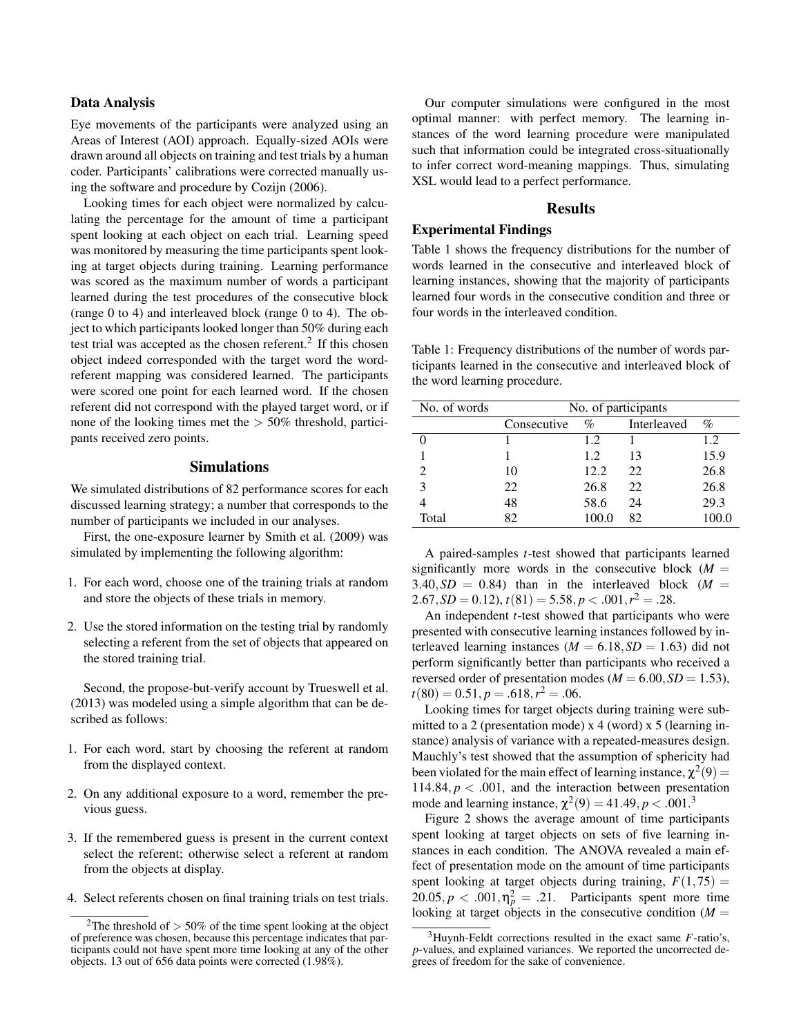### Data Analysis

Eye movements of the participants were analyzed using an Areas of Interest (AOI) approach. Equally-sized AOIs were drawn around all objects on training and test trials by a human coder. Participants' calibrations were corrected manually using the software and procedure by Cozijn (2006).

Looking times for each object were normalized by calculating the percentage for the amount of time a participant spent looking at each object on each trial. Learning speed was monitored by measuring the time participants spent looking at target objects during training. Learning performance was scored as the maximum number of words a participant learned during the test procedures of the consecutive block (range 0 to 4) and interleaved block (range 0 to 4). The object to which participants looked longer than 50% during each test trial was accepted as the chosen referent.[2] If this chosen object indeed corresponded with the target word the word-referent mapping was considered learned. The participants were scored one point for each learned word. If the chosen referent did not correspond with the played target word, or if none of the looking times met the $> 50\%$ threshold, participants received zero points.

## Simulations

We simulated distributions of 82 performance scores for each discussed learning strategy; a number that corresponds to the number of participants we included in our analyses.

First, the one-exposure learner by Smith et al. (2009) was simulated by implementing the following algorithm:

1. For each word, choose one of the training trials at random and store the objects of these trials in memory.
2. Use the stored information on the testing trial by randomly selecting a referent from the set of objects that appeared on the stored training trial.

Second, the propose-but-verify account by Trueswell et al. (2013) was modeled using a simple algorithm that can be described as follows:

1. For each word, start by choosing the referent at random from the displayed context.
2. On any additional exposure to a word, remember the previous guess.
3. If the remembered guess is present in the current context select the referent; otherwise select a referent at random from the objects at display.
4. Select referents chosen on final training trials on test trials.

[2] The threshold of $> 50\%$ of the time spent looking at the object of preference was chosen, because this percentage indicates that participants could not have spent more time looking at any of the other objects. 13 out of 656 data points were corrected (1.98%).

Our computer simulations were configured in the most optimal manner: with perfect memory. The learning instances of the word learning procedure were manipulated such that information could be integrated cross-situationally to infer correct word-meaning mappings. Thus, simulating XSL would lead to a perfect performance.

## Results

### Experimental Findings

Table 1 shows the frequency distributions for the number of words learned in the consecutive and interleaved block of learning instances, showing that the majority of participants learned four words in the consecutive condition and three or four words in the interleaved condition.

Table 1: Frequency distributions of the number of words participants learned in the consecutive and interleaved block of the word learning procedure.

| No. of words | No. of participants | | | |
|---|---|---|---|---|
| | Consecutive | % | Interleaved | % |
| 0 | 1 | 1.2 | 1 | 1.2 |
| 1 | 1 | 1.2 | 13 | 15.9 |
| 2 | 10 | 12.2 | 22 | 26.8 |
| 3 | 22 | 26.8 | 22 | 26.8 |
| 4 | 48 | 58.6 | 24 | 29.3 |
| Total | 82 | 100.0 | 82 | 100.0 |

A paired-samples $t$-test showed that participants learned significantly more words in the consecutive block ($M = 3.40, SD = 0.84$) than in the interleaved block ($M = 2.67, SD = 0.12$), $t(81) = 5.58, p < .001, r^2 = .28$.

An independent $t$-test showed that participants who were presented with consecutive learning instances followed by interleaved learning instances ($M = 6.18, SD = 1.63$) did not perform significantly better than participants who received a reversed order of presentation modes ($M = 6.00, SD = 1.53$), $t(80) = 0.51, p = .618, r^2 = .06$.

Looking times for target objects during training were submitted to a 2 (presentation mode) x 4 (word) x 5 (learning instance) analysis of variance with a repeated-measures design. Mauchly's test showed that the assumption of sphericity had been violated for the main effect of learning instance, $\chi^2(9) = 114.84, p < .001$, and the interaction between presentation mode and learning instance, $\chi^2(9) = 41.49, p < .001$.[3]

Figure 2 shows the average amount of time participants spent looking at target objects on sets of five learning instances in each condition. The ANOVA revealed a main effect of presentation mode on the amount of time participants spent looking at target objects during training, $F(1,75) = 20.05, p < .001, \eta_p^2 = .21$. Participants spent more time looking at target objects in the consecutive condition ($M =$

[3] Huynh-Feldt corrections resulted in the exact same $F$-ratio's, $p$-values, and explained variances. We reported the uncorrected degrees of freedom for the sake of convenience.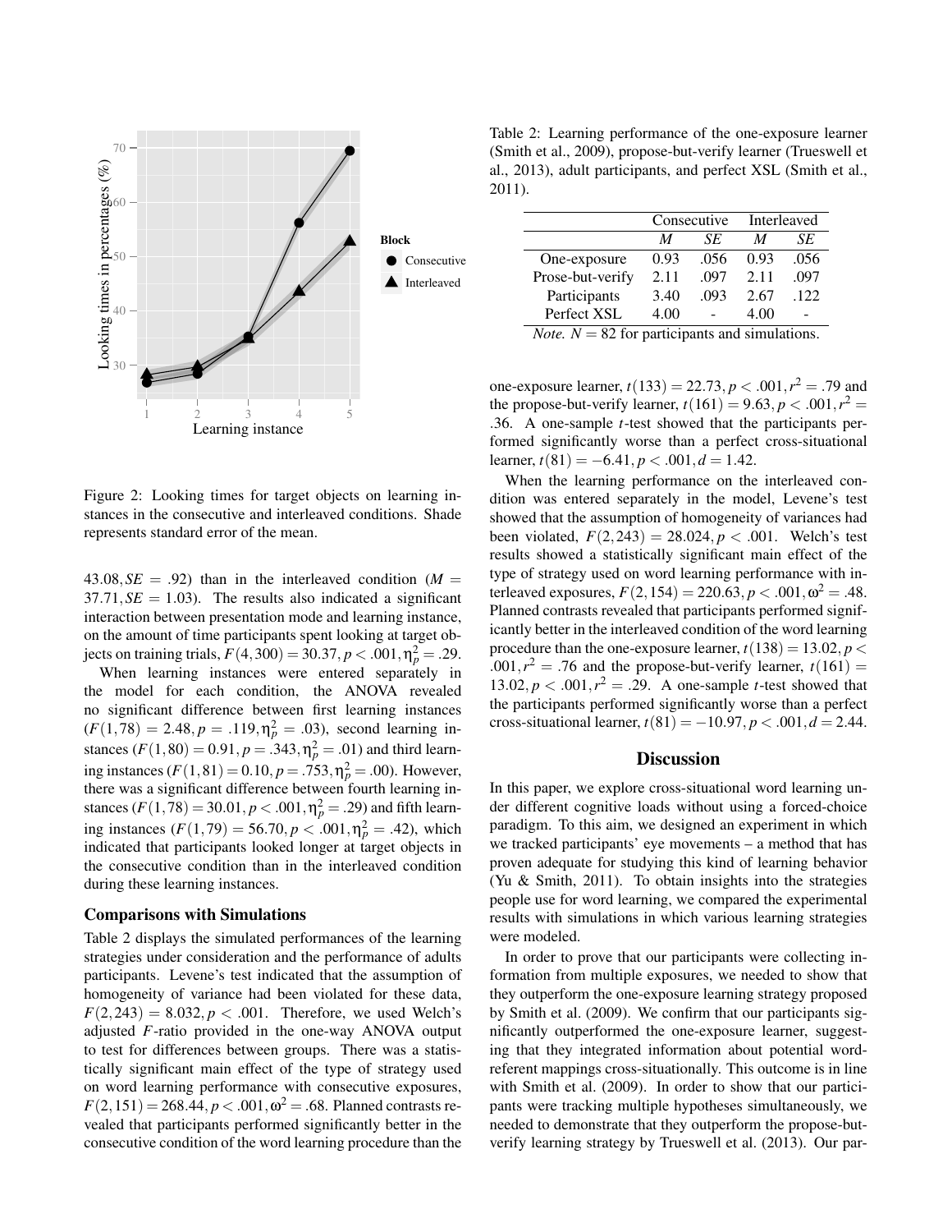Figure 2: Looking times for target objects on learning instances in the consecutive and interleaved conditions. Shade represents standard error of the mean.

43.08, $SE = .92$) than in the interleaved condition ($M = 37.71, SE = 1.03$). The results also indicated a significant interaction between presentation mode and learning instance, on the amount of time participants spent looking at target objects on training trials, $F(4,300) = 30.37, p < .001, \eta_p^2 = .29$.

When learning instances were entered separately in the model for each condition, the ANOVA revealed no significant difference between first learning instances ($F(1,78) = 2.48, p = .119, \eta_p^2 = .03$), second learning instances ($F(1,80) = 0.91, p = .343, \eta_p^2 = .01$) and third learning instances ($F(1,81) = 0.10, p = .753, \eta_p^2 = .00$). However, there was a significant difference between fourth learning instances ($F(1,78) = 30.01, p < .001, \eta_p^2 = .29$) and fifth learning instances ($F(1,79) = 56.70, p < .001, \eta_p^2 = .42$), which indicated that participants looked longer at target objects in the consecutive condition than in the interleaved condition during these learning instances.

### Comparisons with Simulations

Table 2 displays the simulated performances of the learning strategies under consideration and the performance of adults participants. Levene's test indicated that the assumption of homogeneity of variance had been violated for these data, $F(2,243) = 8.032, p < .001$. Therefore, we used Welch's adjusted $F$-ratio provided in the one-way ANOVA output to test for differences between groups. There was a statistically significant main effect of the type of strategy used on word learning performance with consecutive exposures, $F(2,151) = 268.44, p < .001, \omega^2 = .68$. Planned contrasts revealed that participants performed significantly better in the consecutive condition of the word learning procedure than the one-exposure learner, $t(133) = 22.73, p < .001, r^2 = .79$ and the propose-but-verify learner, $t(161) = 9.63, p < .001, r^2 = .36$. A one-sample $t$-test showed that the participants performed significantly worse than a perfect cross-situational learner, $t(81) = -6.41, p < .001, d = 1.42$.

Table 2: Learning performance of the one-exposure learner (Smith et al., 2009), propose-but-verify learner (Trueswell et al., 2013), adult participants, and perfect XSL (Smith et al., 2011).

| | Consecutive | | Interleaved | |
|---|---|---|---|---|
| | *M* | *SE* | *M* | *SE* |
| One-exposure | 0.93 | .056 | 0.93 | .056 |
| Prose-but-verify | 2.11 | .097 | 2.11 | .097 |
| Participants | 3.40 | .093 | 2.67 | .122 |
| Perfect XSL | 4.00 | - | 4.00 | - |

*Note.* $N = 82$ for participants and simulations.

When the learning performance on the interleaved condition was entered separately in the model, Levene's test showed that the assumption of homogeneity of variances had been violated, $F(2,243) = 28.024, p < .001$. Welch's test results showed a statistically significant main effect of the type of strategy used on word learning performance with interleaved exposures, $F(2,154) = 220.63, p < .001, \omega^2 = .48$. Planned contrasts revealed that participants performed significantly better in the interleaved condition of the word learning procedure than the one-exposure learner, $t(138) = 13.02, p < .001, r^2 = .76$ and the propose-but-verify learner, $t(161) = 13.02, p < .001, r^2 = .29$. A one-sample $t$-test showed that the participants performed significantly worse than a perfect cross-situational learner, $t(81) = -10.97, p < .001, d = 2.44$.

## Discussion

In this paper, we explore cross-situational word learning under different cognitive loads without using a forced-choice paradigm. To this aim, we designed an experiment in which we tracked participants' eye movements – a method that has proven adequate for studying this kind of learning behavior (Yu & Smith, 2011). To obtain insights into the strategies people use for word learning, we compared the experimental results with simulations in which various learning strategies were modeled.

In order to prove that our participants were collecting information from multiple exposures, we needed to show that they outperform the one-exposure learning strategy proposed by Smith et al. (2009). We confirm that our participants significantly outperformed the one-exposure learner, suggesting that they integrated information about potential word-referent mappings cross-situationally. This outcome is in line with Smith et al. (2009). In order to show that our participants were tracking multiple hypotheses simultaneously, we needed to demonstrate that they outperform the propose-but-verify learning strategy by Trueswell et al. (2013). Our par-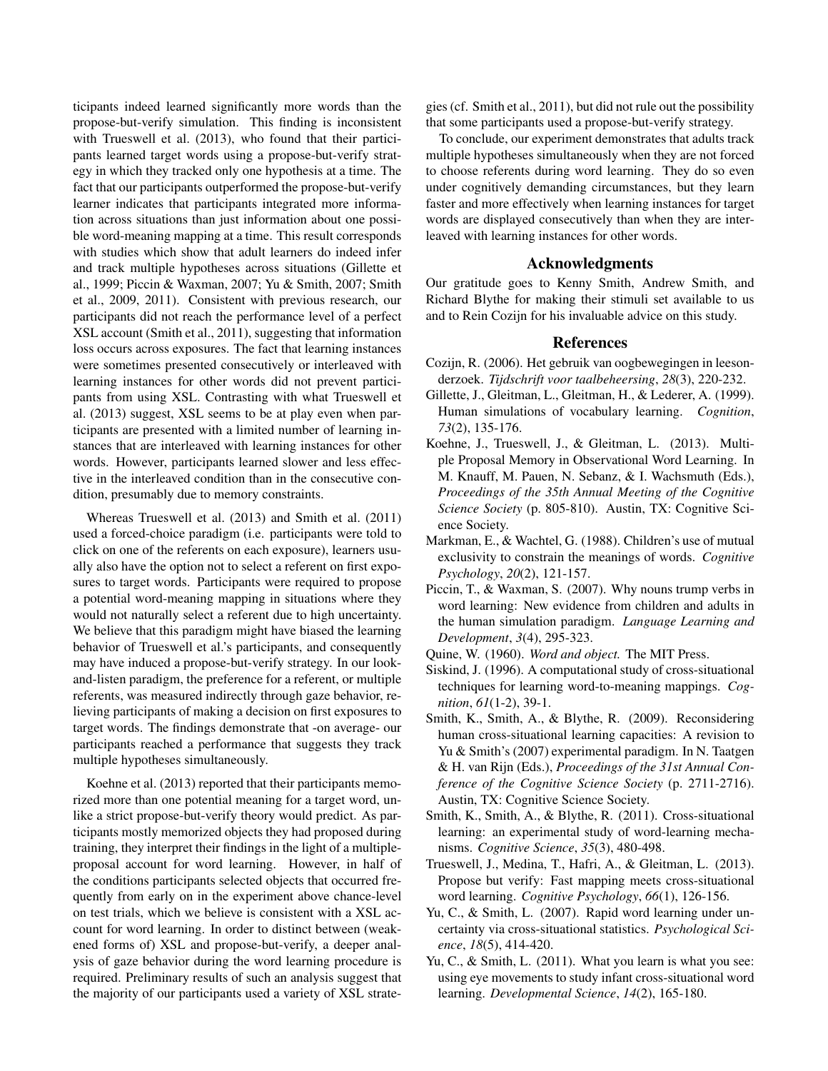ticipants indeed learned significantly more words than the propose-but-verify simulation. This finding is inconsistent with Trueswell et al. (2013), who found that their participants learned target words using a propose-but-verify strategy in which they tracked only one hypothesis at a time. The fact that our participants outperformed the propose-but-verify learner indicates that participants integrated more information across situations than just information about one possible word-meaning mapping at a time. This result corresponds with studies which show that adult learners do indeed infer and track multiple hypotheses across situations (Gillette et al., 1999; Piccin & Waxman, 2007; Yu & Smith, 2007; Smith et al., 2009, 2011). Consistent with previous research, our participants did not reach the performance level of a perfect XSL account (Smith et al., 2011), suggesting that information loss occurs across exposures. The fact that learning instances were sometimes presented consecutively or interleaved with learning instances for other words did not prevent participants from using XSL. Contrasting with what Trueswell et al. (2013) suggest, XSL seems to be at play even when participants are presented with a limited number of learning instances that are interleaved with learning instances for other words. However, participants learned slower and less effective in the interleaved condition than in the consecutive condition, presumably due to memory constraints.

Whereas Trueswell et al. (2013) and Smith et al. (2011) used a forced-choice paradigm (i.e. participants were told to click on one of the referents on each exposure), learners usually also have the option not to select a referent on first exposures to target words. Participants were required to propose a potential word-meaning mapping in situations where they would not naturally select a referent due to high uncertainty. We believe that this paradigm might have biased the learning behavior of Trueswell et al.'s participants, and consequently may have induced a propose-but-verify strategy. In our look-and-listen paradigm, the preference for a referent, or multiple referents, was measured indirectly through gaze behavior, relieving participants of making a decision on first exposures to target words. The findings demonstrate that -on average- our participants reached a performance that suggests they track multiple hypotheses simultaneously.

Koehne et al. (2013) reported that their participants memorized more than one potential meaning for a target word, unlike a strict propose-but-verify theory would predict. As participants mostly memorized objects they had proposed during training, they interpret their findings in the light of a multiple-proposal account for word learning. However, in half of the conditions participants selected objects that occurred frequently from early on in the experiment above chance-level on test trials, which we believe is consistent with a XSL account for word learning. In order to distinct between (weakened forms of) XSL and propose-but-verify, a deeper analysis of gaze behavior during the word learning procedure is required. Preliminary results of such an analysis suggest that the majority of our participants used a variety of XSL strategies (cf. Smith et al., 2011), but did not rule out the possibility that some participants used a propose-but-verify strategy.

To conclude, our experiment demonstrates that adults track multiple hypotheses simultaneously when they are not forced to choose referents during word learning. They do so even under cognitively demanding circumstances, but they learn faster and more effectively when learning instances for target words are displayed consecutively than when they are interleaved with learning instances for other words.

## Acknowledgments

Our gratitude goes to Kenny Smith, Andrew Smith, and Richard Blythe for making their stimuli set available to us and to Rein Cozijn for his invaluable advice on this study.

## References

Cozijn, R. (2006). Het gebruik van oogbewegingen in leesonderzoek. *Tijdschrift voor taalbeheersing*, *28*(3), 220-232.

Gillette, J., Gleitman, L., Gleitman, H., & Lederer, A. (1999). Human simulations of vocabulary learning. *Cognition*, *73*(2), 135-176.

Koehne, J., Trueswell, J., & Gleitman, L. (2013). Multiple Proposal Memory in Observational Word Learning. In M. Knauff, M. Pauen, N. Sebanz, & I. Wachsmuth (Eds.), *Proceedings of the 35th Annual Meeting of the Cognitive Science Society* (p. 805-810). Austin, TX: Cognitive Science Society.

Markman, E., & Wachtel, G. (1988). Children's use of mutual exclusivity to constrain the meanings of words. *Cognitive Psychology*, *20*(2), 121-157.

Piccin, T., & Waxman, S. (2007). Why nouns trump verbs in word learning: New evidence from children and adults in the human simulation paradigm. *Language Learning and Development*, *3*(4), 295-323.

Quine, W. (1960). *Word and object.* The MIT Press.

Siskind, J. (1996). A computational study of cross-situational techniques for learning word-to-meaning mappings. *Cognition*, *61*(1-2), 39-1.

Smith, K., Smith, A., & Blythe, R. (2009). Reconsidering human cross-situational learning capacities: A revision to Yu & Smith's (2007) experimental paradigm. In N. Taatgen & H. van Rijn (Eds.), *Proceedings of the 31st Annual Conference of the Cognitive Science Society* (p. 2711-2716). Austin, TX: Cognitive Science Society.

Smith, K., Smith, A., & Blythe, R. (2011). Cross-situational learning: an experimental study of word-learning mechanisms. *Cognitive Science*, *35*(3), 480-498.

Trueswell, J., Medina, T., Hafri, A., & Gleitman, L. (2013). Propose but verify: Fast mapping meets cross-situational word learning. *Cognitive Psychology*, *66*(1), 126-156.

Yu, C., & Smith, L. (2007). Rapid word learning under uncertainty via cross-situational statistics. *Psychological Science*, *18*(5), 414-420.

Yu, C., & Smith, L. (2011). What you learn is what you see: using eye movements to study infant cross-situational word learning. *Developmental Science*, *14*(2), 165-180.